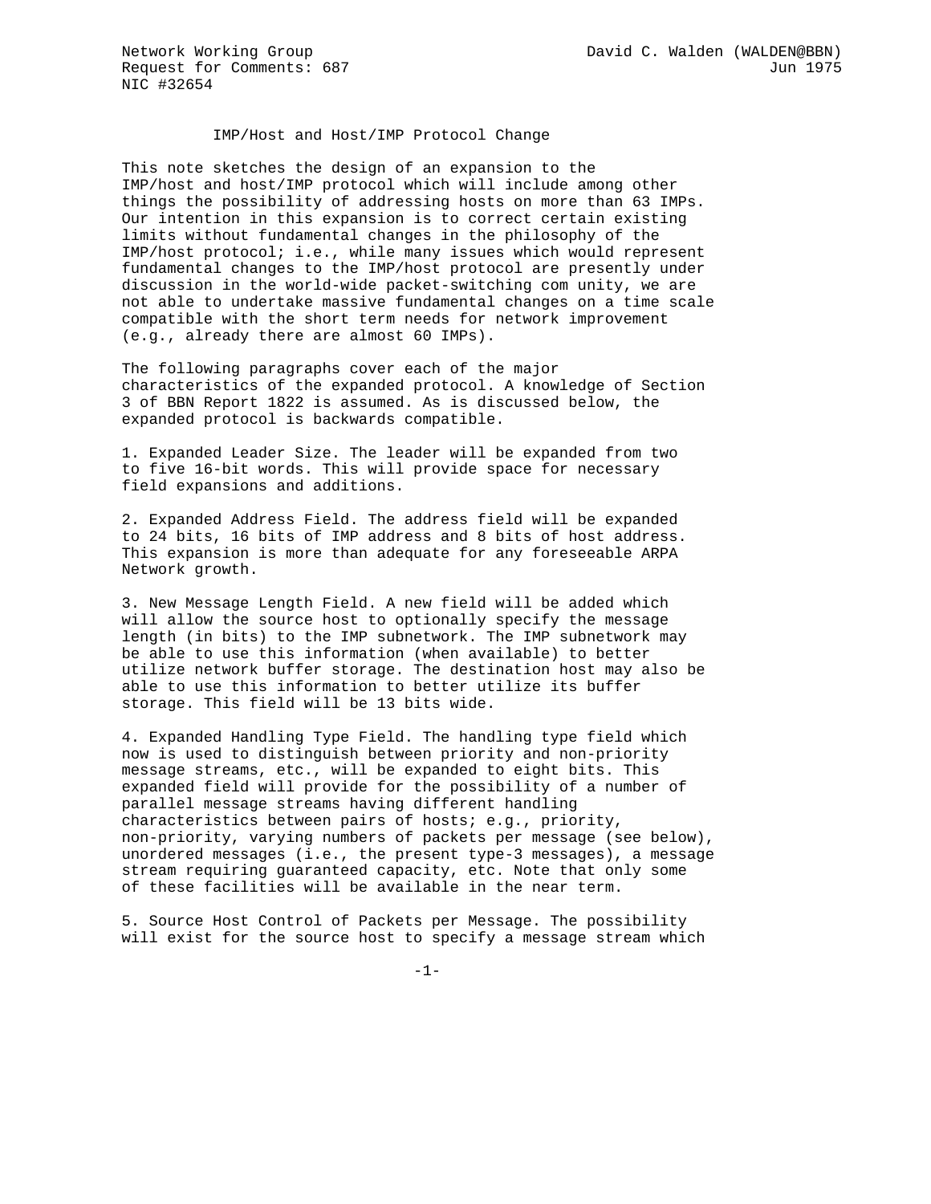Network Working Group David C. Walden (WALDEN@BBN)
Request for Comments: 687 Jun 1975
NIC #32654

# IMP/Host and Host/IMP Protocol Change

This note sketches the design of an expansion to the IMP/host and host/IMP protocol which will include among other things the possibility of addressing hosts on more than 63 IMPs. Our intention in this expansion is to correct certain existing limits without fundamental changes in the philosophy of the IMP/host protocol; i.e., while many issues which would represent fundamental changes to the IMP/host protocol are presently under discussion in the world-wide packet-switching com unity, we are not able to undertake massive fundamental changes on a time scale compatible with the short term needs for network improvement (e.g., already there are almost 60 IMPs).

The following paragraphs cover each of the major characteristics of the expanded protocol. A knowledge of Section 3 of BBN Report 1822 is assumed. As is discussed below, the expanded protocol is backwards compatible.

1. Expanded Leader Size. The leader will be expanded from two to five 16-bit words. This will provide space for necessary field expansions and additions.

2. Expanded Address Field. The address field will be expanded to 24 bits, 16 bits of IMP address and 8 bits of host address. This expansion is more than adequate for any foreseeable ARPA Network growth.

3. New Message Length Field. A new field will be added which will allow the source host to optionally specify the message length (in bits) to the IMP subnetwork. The IMP subnetwork may be able to use this information (when available) to better utilize network buffer storage. The destination host may also be able to use this information to better utilize its buffer storage. This field will be 13 bits wide.

4. Expanded Handling Type Field. The handling type field which now is used to distinguish between priority and non-priority message streams, etc., will be expanded to eight bits. This expanded field will provide for the possibility of a number of parallel message streams having different handling characteristics between pairs of hosts; e.g., priority, non-priority, varying numbers of packets per message (see below), unordered messages (i.e., the present type-3 messages), a message stream requiring guaranteed capacity, etc. Note that only some of these facilities will be available in the near term.

5. Source Host Control of Packets per Message. The possibility will exist for the source host to specify a message stream which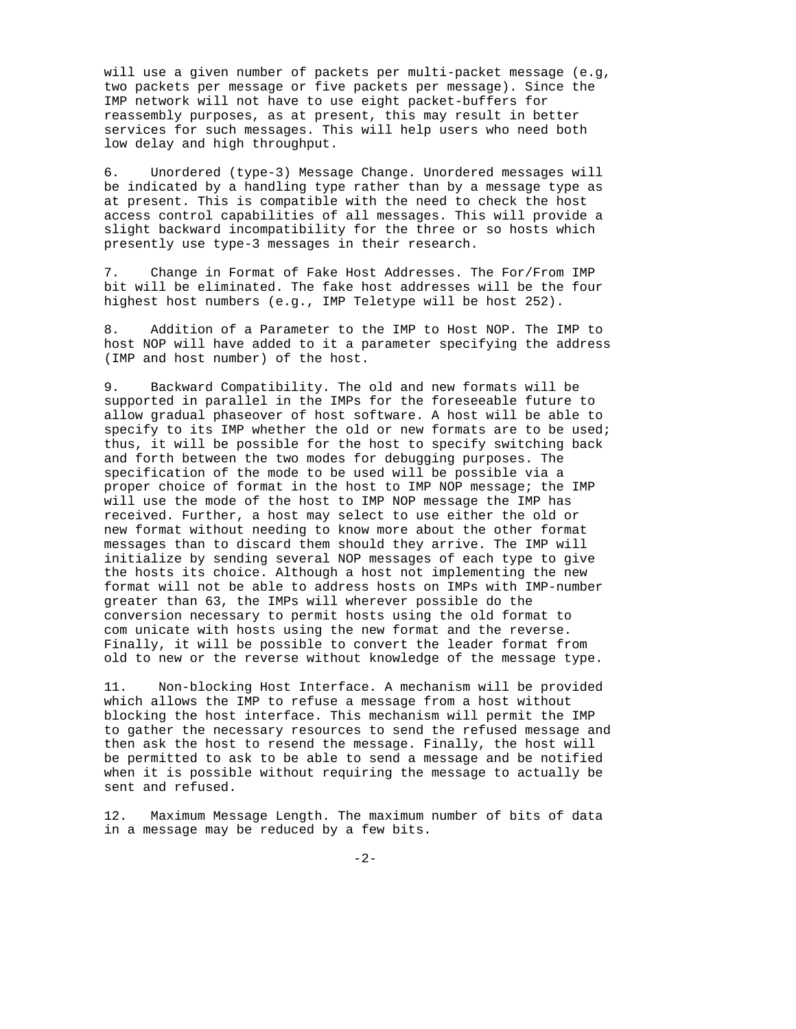will use a given number of packets per multi-packet message (e.g, two packets per message or five packets per message). Since the IMP network will not have to use eight packet-buffers for reassembly purposes, as at present, this may result in better services for such messages. This will help users who need both low delay and high throughput.

6. Unordered (type-3) Message Change. Unordered messages will be indicated by a handling type rather than by a message type as at present. This is compatible with the need to check the host access control capabilities of all messages. This will provide a slight backward incompatibility for the three or so hosts which presently use type-3 messages in their research.

7. Change in Format of Fake Host Addresses. The For/From IMP bit will be eliminated. The fake host addresses will be the four highest host numbers (e.g., IMP Teletype will be host 252).

8. Addition of a Parameter to the IMP to Host NOP. The IMP to host NOP will have added to it a parameter specifying the address (IMP and host number) of the host.

9. Backward Compatibility. The old and new formats will be supported in parallel in the IMPs for the foreseeable future to allow gradual phaseover of host software. A host will be able to specify to its IMP whether the old or new formats are to be used; thus, it will be possible for the host to specify switching back and forth between the two modes for debugging purposes. The specification of the mode to be used will be possible via a proper choice of format in the host to IMP NOP message; the IMP will use the mode of the host to IMP NOP message the IMP has received. Further, a host may select to use either the old or new format without needing to know more about the other format messages than to discard them should they arrive. The IMP will initialize by sending several NOP messages of each type to give the hosts its choice. Although a host not implementing the new format will not be able to address hosts on IMPs with IMP-number greater than 63, the IMPs will wherever possible do the conversion necessary to permit hosts using the old format to com unicate with hosts using the new format and the reverse. Finally, it will be possible to convert the leader format from old to new or the reverse without knowledge of the message type.

11. Non-blocking Host Interface. A mechanism will be provided which allows the IMP to refuse a message from a host without blocking the host interface. This mechanism will permit the IMP to gather the necessary resources to send the refused message and then ask the host to resend the message. Finally, the host will be permitted to ask to be able to send a message and be notified when it is possible without requiring the message to actually be sent and refused.

12. Maximum Message Length. The maximum number of bits of data in a message may be reduced by a few bits.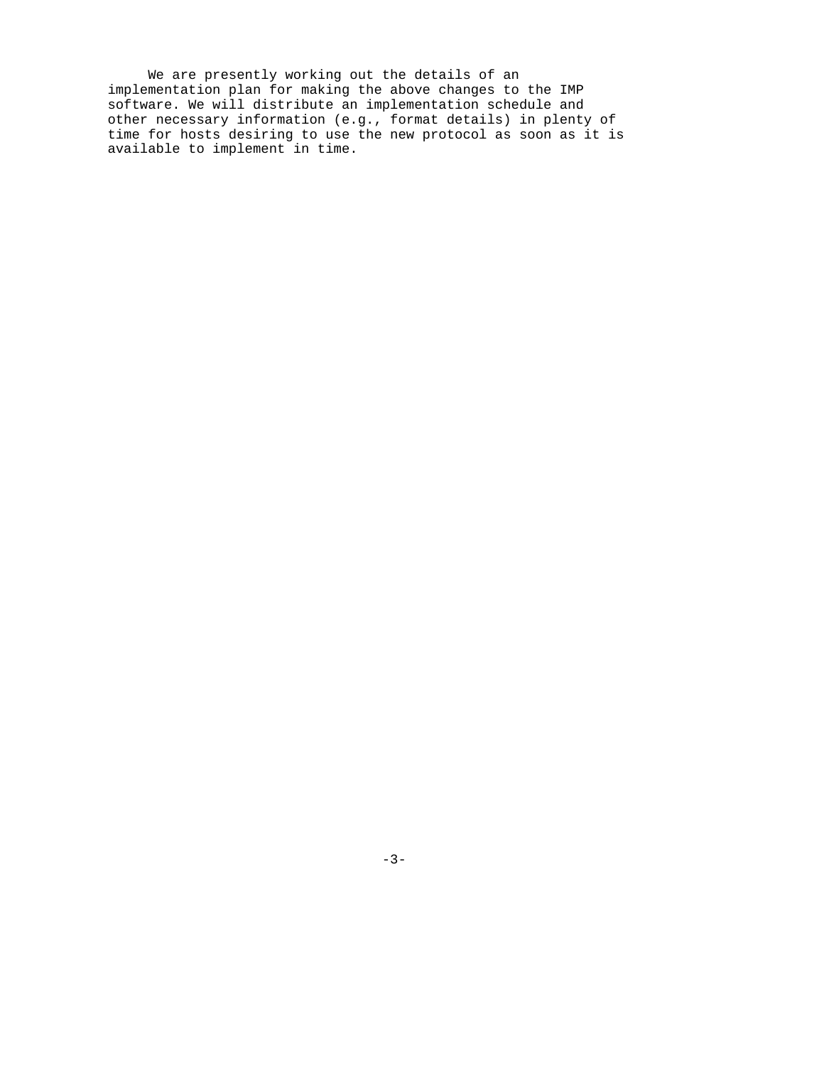We are presently working out the details of an implementation plan for making the above changes to the IMP software. We will distribute an implementation schedule and other necessary information (e.g., format details) in plenty of time for hosts desiring to use the new protocol as soon as it is available to implement in time.